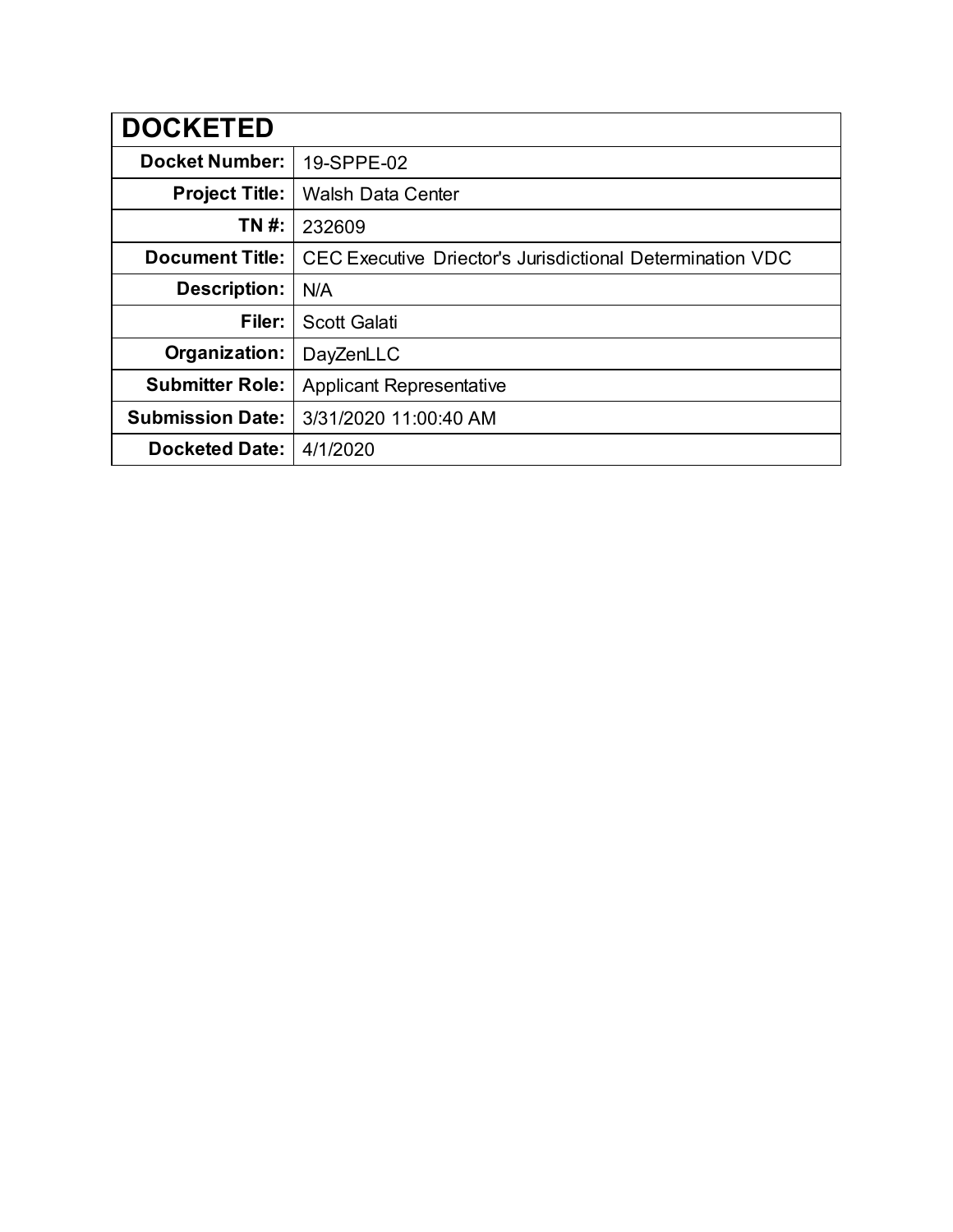| DOCKETED | |
|---|---|
| **Docket Number:** | 19-SPPE-02 |
| **Project Title:** | Walsh Data Center |
| **TN #:** | 232609 |
| **Document Title:** | CEC Executive Driector's Jurisdictional Determination VDC |
| **Description:** | N/A |
| **Filer:** | Scott Galati |
| **Organization:** | DayZenLLC |
| **Submitter Role:** | Applicant Representative |
| **Submission Date:** | 3/31/2020 11:00:40 AM |
| **Docketed Date:** | 4/1/2020 |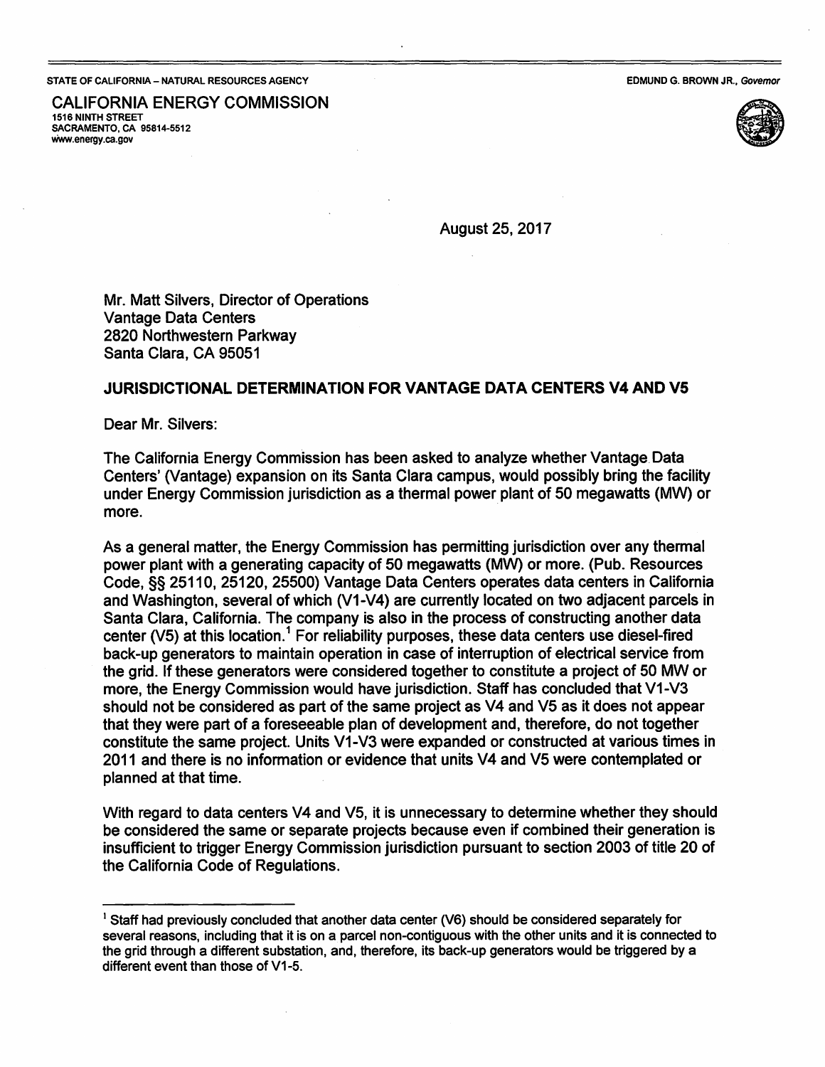STATE OF CALIFORNIA – NATURAL RESOURCES AGENCY

EDMUND G. BROWN JR., *Governor*

CALIFORNIA ENERGY COMMISSION
1516 NINTH STREET
SACRAMENTO, CA 95814-5512
www.energy.ca.gov

August 25, 2017

Mr. Matt Silvers, Director of Operations
Vantage Data Centers
2820 Northwestern Parkway
Santa Clara, CA 95051

**JURISDICTIONAL DETERMINATION FOR VANTAGE DATA CENTERS V4 AND V5**

Dear Mr. Silvers:

The California Energy Commission has been asked to analyze whether Vantage Data Centers' (Vantage) expansion on its Santa Clara campus, would possibly bring the facility under Energy Commission jurisdiction as a thermal power plant of 50 megawatts (MW) or more.

As a general matter, the Energy Commission has permitting jurisdiction over any thermal power plant with a generating capacity of 50 megawatts (MW) or more. (Pub. Resources Code, §§ 25110, 25120, 25500) Vantage Data Centers operates data centers in California and Washington, several of which (V1-V4) are currently located on two adjacent parcels in Santa Clara, California. The company is also in the process of constructing another data center (V5) at this location.[1] For reliability purposes, these data centers use diesel-fired back-up generators to maintain operation in case of interruption of electrical service from the grid. If these generators were considered together to constitute a project of 50 MW or more, the Energy Commission would have jurisdiction. Staff has concluded that V1-V3 should not be considered as part of the same project as V4 and V5 as it does not appear that they were part of a foreseeable plan of development and, therefore, do not together constitute the same project. Units V1-V3 were expanded or constructed at various times in 2011 and there is no information or evidence that units V4 and V5 were contemplated or planned at that time.

With regard to data centers V4 and V5, it is unnecessary to determine whether they should be considered the same or separate projects because even if combined their generation is insufficient to trigger Energy Commission jurisdiction pursuant to section 2003 of title 20 of the California Code of Regulations.

---

[1] Staff had previously concluded that another data center (V6) should be considered separately for several reasons, including that it is on a parcel non-contiguous with the other units and it is connected to the grid through a different substation, and, therefore, its back-up generators would be triggered by a different event than those of V1-5.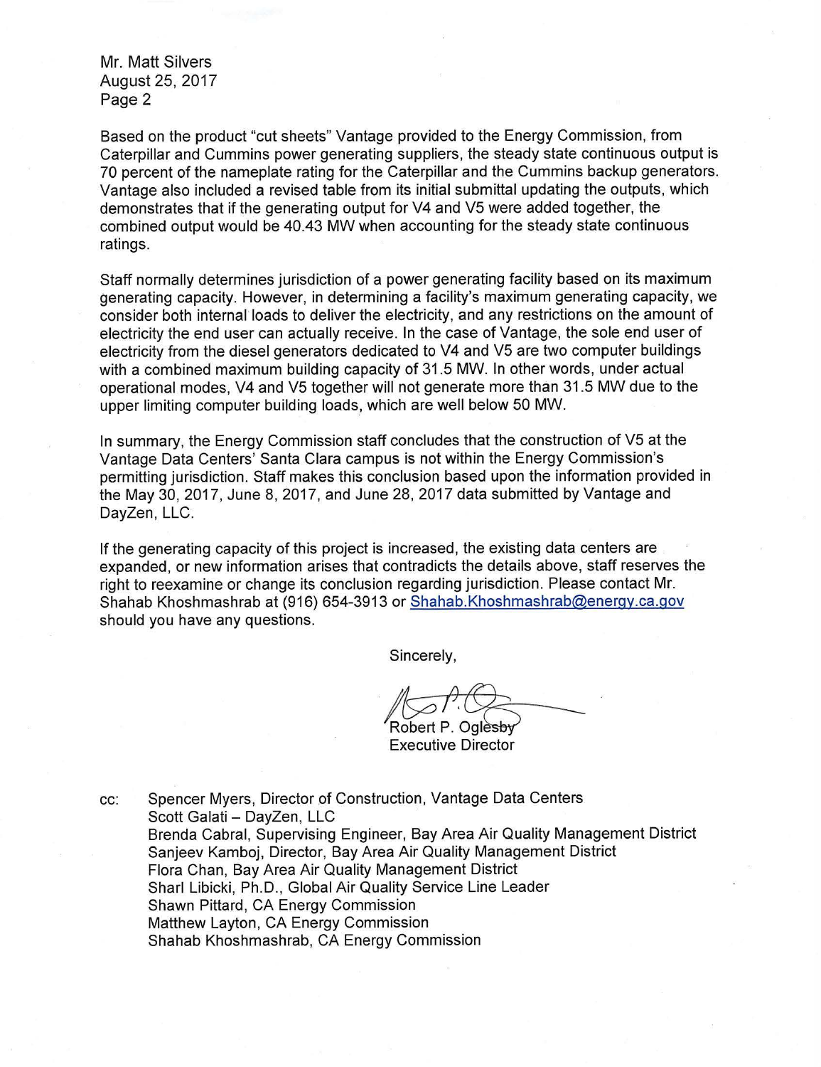Mr. Matt Silvers
August 25, 2017
Page 2

Based on the product "cut sheets" Vantage provided to the Energy Commission, from Caterpillar and Cummins power generating suppliers, the steady state continuous output is 70 percent of the nameplate rating for the Caterpillar and the Cummins backup generators. Vantage also included a revised table from its initial submittal updating the outputs, which demonstrates that if the generating output for V4 and V5 were added together, the combined output would be 40.43 MW when accounting for the steady state continuous ratings.

Staff normally determines jurisdiction of a power generating facility based on its maximum generating capacity. However, in determining a facility's maximum generating capacity, we consider both internal loads to deliver the electricity, and any restrictions on the amount of electricity the end user can actually receive. In the case of Vantage, the sole end user of electricity from the diesel generators dedicated to V4 and V5 are two computer buildings with a combined maximum building capacity of 31.5 MW. In other words, under actual operational modes, V4 and V5 together will not generate more than 31.5 MW due to the upper limiting computer building loads, which are well below 50 MW.

In summary, the Energy Commission staff concludes that the construction of V5 at the Vantage Data Centers' Santa Clara campus is not within the Energy Commission's permitting jurisdiction. Staff makes this conclusion based upon the information provided in the May 30, 2017, June 8, 2017, and June 28, 2017 data submitted by Vantage and DayZen, LLC.

If the generating capacity of this project is increased, the existing data centers are expanded, or new information arises that contradicts the details above, staff reserves the right to reexamine or change its conclusion regarding jurisdiction. Please contact Mr. Shahab Khoshmashrab at (916) 654-3913 or Shahab.Khoshmashrab@energy.ca.gov should you have any questions.

Sincerely,

Robert P. Oglesby
Executive Director

cc: Spencer Myers, Director of Construction, Vantage Data Centers
Scott Galati – DayZen, LLC
Brenda Cabral, Supervising Engineer, Bay Area Air Quality Management District
Sanjeev Kamboj, Director, Bay Area Air Quality Management District
Flora Chan, Bay Area Air Quality Management District
Sharl Libicki, Ph.D., Global Air Quality Service Line Leader
Shawn Pittard, CA Energy Commission
Matthew Layton, CA Energy Commission
Shahab Khoshmashrab, CA Energy Commission